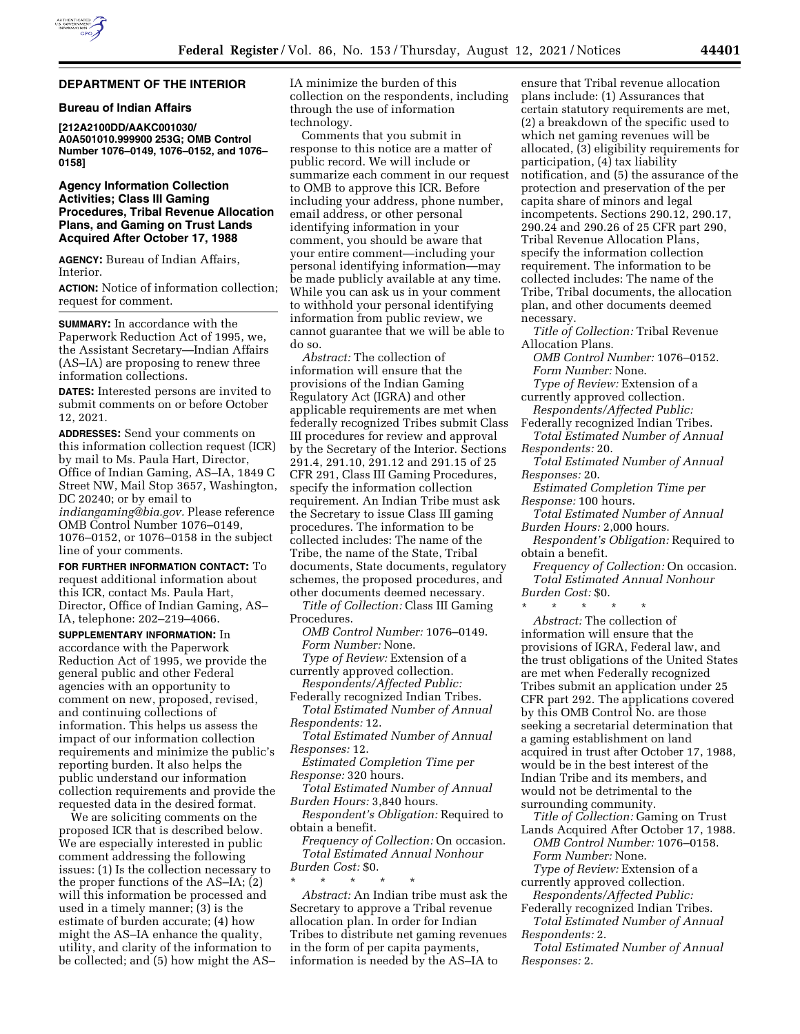## DEPARTMENT OF THE INTERIOR

### Bureau of Indian Affairs

**[212A2100DD/AAKC001030/A0A501010.999900 253G; OMB Control Number 1076–0149, 1076–0152, and 1076–0158]**

### Agency Information Collection Activities; Class III Gaming Procedures, Tribal Revenue Allocation Plans, and Gaming on Trust Lands Acquired After October 17, 1988

**AGENCY:** Bureau of Indian Affairs, Interior.

**ACTION:** Notice of information collection; request for comment.

**SUMMARY:** In accordance with the Paperwork Reduction Act of 1995, we, the Assistant Secretary—Indian Affairs (AS–IA) are proposing to renew three information collections.

**DATES:** Interested persons are invited to submit comments on or before October 12, 2021.

**ADDRESSES:** Send your comments on this information collection request (ICR) by mail to Ms. Paula Hart, Director, Office of Indian Gaming, AS–IA, 1849 C Street NW, Mail Stop 3657, Washington, DC 20240; or by email to *indiangaming@bia.gov.* Please reference OMB Control Number 1076–0149, 1076–0152, or 1076–0158 in the subject line of your comments.

**FOR FURTHER INFORMATION CONTACT:** To request additional information about this ICR, contact Ms. Paula Hart, Director, Office of Indian Gaming, AS–IA, telephone: 202–219–4066.

**SUPPLEMENTARY INFORMATION:** In accordance with the Paperwork Reduction Act of 1995, we provide the general public and other Federal agencies with an opportunity to comment on new, proposed, revised, and continuing collections of information. This helps us assess the impact of our information collection requirements and minimize the public's reporting burden. It also helps the public understand our information collection requirements and provide the requested data in the desired format.

We are soliciting comments on the proposed ICR that is described below. We are especially interested in public comment addressing the following issues: (1) Is the collection necessary to the proper functions of the AS–IA; (2) will this information be processed and used in a timely manner; (3) is the estimate of burden accurate; (4) how might the AS–IA enhance the quality, utility, and clarity of the information to be collected; and (5) how might the AS–IA minimize the burden of this collection on the respondents, including through the use of information technology.

Comments that you submit in response to this notice are a matter of public record. We will include or summarize each comment in our request to OMB to approve this ICR. Before including your address, phone number, email address, or other personal identifying information in your comment, you should be aware that your entire comment—including your personal identifying information—may be made publicly available at any time. While you can ask us in your comment to withhold your personal identifying information from public review, we cannot guarantee that we will be able to do so.

*Abstract:* The collection of information will ensure that the provisions of the Indian Gaming Regulatory Act (IGRA) and other applicable requirements are met when federally recognized Tribes submit Class III procedures for review and approval by the Secretary of the Interior. Sections 291.4, 291.10, 291.12 and 291.15 of 25 CFR 291, Class III Gaming Procedures, specify the information collection requirement. An Indian Tribe must ask the Secretary to issue Class III gaming procedures. The information to be collected includes: The name of the Tribe, the name of the State, Tribal documents, State documents, regulatory schemes, the proposed procedures, and other documents deemed necessary.

*Title of Collection:* Class III Gaming Procedures.

*OMB Control Number:* 1076–0149.

*Form Number:* None.

*Type of Review:* Extension of a currently approved collection.

*Respondents/Affected Public:* Federally recognized Indian Tribes.

*Total Estimated Number of Annual Respondents:* 12.

*Total Estimated Number of Annual Responses:* 12.

*Estimated Completion Time per Response:* 320 hours.

*Total Estimated Number of Annual Burden Hours:* 3,840 hours.

*Respondent's Obligation:* Required to obtain a benefit.

*Frequency of Collection:* On occasion.

*Total Estimated Annual Nonhour Burden Cost:* $0.

\* \* \* \* \*

*Abstract:* An Indian tribe must ask the Secretary to approve a Tribal revenue allocation plan. In order for Indian Tribes to distribute net gaming revenues in the form of per capita payments, information is needed by the AS–IA to ensure that Tribal revenue allocation plans include: (1) Assurances that certain statutory requirements are met, (2) a breakdown of the specific used to which net gaming revenues will be allocated, (3) eligibility requirements for participation, (4) tax liability notification, and (5) the assurance of the protection and preservation of the per capita share of minors and legal incompetents. Sections 290.12, 290.17, 290.24 and 290.26 of 25 CFR part 290, Tribal Revenue Allocation Plans, specify the information collection requirement. The information to be collected includes: The name of the Tribe, Tribal documents, the allocation plan, and other documents deemed necessary.

*Title of Collection:* Tribal Revenue Allocation Plans.

*OMB Control Number:* 1076–0152.

*Form Number:* None.

*Type of Review:* Extension of a currently approved collection.

*Respondents/Affected Public:* Federally recognized Indian Tribes.

*Total Estimated Number of Annual Respondents:* 20.

*Total Estimated Number of Annual Responses:* 20.

*Estimated Completion Time per Response:* 100 hours.

*Total Estimated Number of Annual Burden Hours:* 2,000 hours.

*Respondent's Obligation:* Required to obtain a benefit.

*Frequency of Collection:* On occasion.

*Total Estimated Annual Nonhour Burden Cost:* $0.

\* \* \* \* \*

*Abstract:* The collection of information will ensure that the provisions of IGRA, Federal law, and the trust obligations of the United States are met when Federally recognized Tribes submit an applications under 25 CFR part 292. The applications covered by this OMB Control No. are those seeking a secretarial determination that a gaming establishment on land acquired in trust after October 17, 1988, would be in the best interest of the Indian Tribe and its members, and would not be detrimental to the surrounding community.

*Title of Collection:* Gaming on Trust Lands Acquired After October 17, 1988.

*OMB Control Number:* 1076–0158.

*Form Number:* None.

*Type of Review:* Extension of a currently approved collection.

*Respondents/Affected Public:* Federally recognized Indian Tribes.

*Total Estimated Number of Annual Respondents:* 2.

*Total Estimated Number of Annual Responses:* 2.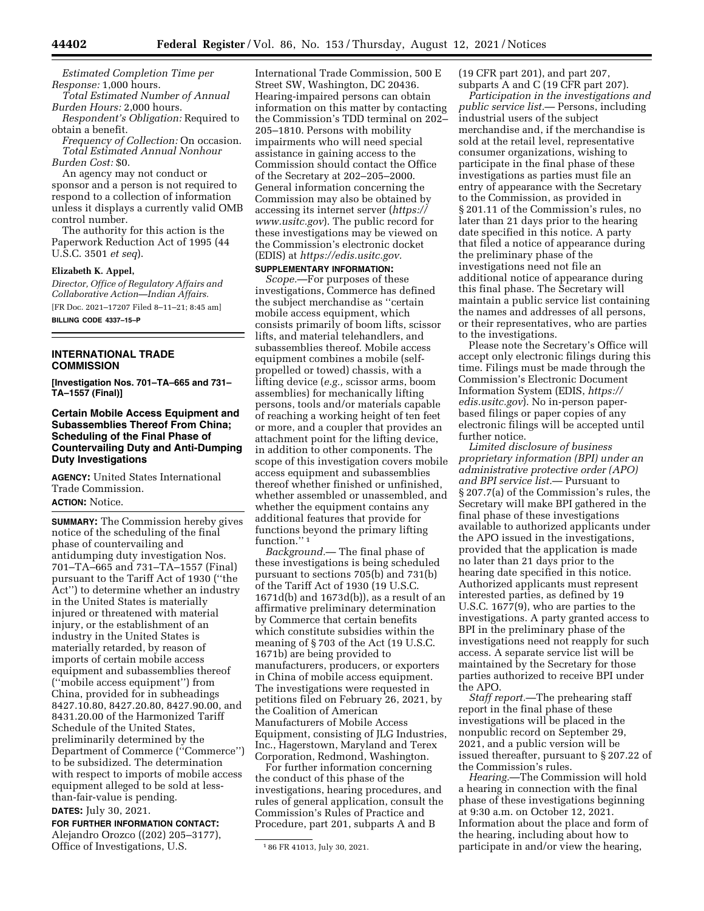*Estimated Completion Time per Response:* 1,000 hours.

*Total Estimated Number of Annual Burden Hours:* 2,000 hours.

*Respondent's Obligation:* Required to obtain a benefit.

*Frequency of Collection:* On occasion.

*Total Estimated Annual Nonhour Burden Cost:* $0.

An agency may not conduct or sponsor and a person is not required to respond to a collection of information unless it displays a currently valid OMB control number.

The authority for this action is the Paperwork Reduction Act of 1995 (44 U.S.C. 3501 *et seq*).

**Elizabeth K. Appel,**

*Director, Office of Regulatory Affairs and Collaborative Action—Indian Affairs.*

[FR Doc. 2021–17207 Filed 8–11–21; 8:45 am]

**BILLING CODE 4337–15–P**

## INTERNATIONAL TRADE COMMISSION

**[Investigation Nos. 701–TA–665 and 731–TA–1557 (Final)]**

## Certain Mobile Access Equipment and Subassemblies Thereof From China; Scheduling of the Final Phase of Countervailing Duty and Anti-Dumping Duty Investigations

**AGENCY:** United States International Trade Commission.

**ACTION:** Notice.

**SUMMARY:** The Commission hereby gives notice of the scheduling of the final phase of countervailing and antidumping duty investigation Nos. 701–TA–665 and 731–TA–1557 (Final) pursuant to the Tariff Act of 1930 (''the Act'') to determine whether an industry in the United States is materially injured or threatened with material injury, or the establishment of an industry in the United States is materially retarded, by reason of imports of certain mobile access equipment and subassemblies thereof (''mobile access equipment'') from China, provided for in subheadings 8427.10.80, 8427.20.80, 8427.90.00, and 8431.20.00 of the Harmonized Tariff Schedule of the United States, preliminarily determined by the Department of Commerce (''Commerce'') to be subsidized. The determination with respect to imports of mobile access equipment alleged to be sold at less-than-fair-value is pending.

**DATES:** July 30, 2021.

**FOR FURTHER INFORMATION CONTACT:** Alejandro Orozco ((202) 205–3177), Office of Investigations, U.S. International Trade Commission, 500 E Street SW, Washington, DC 20436. Hearing-impaired persons can obtain information on this matter by contacting the Commission's TDD terminal on 202–205–1810. Persons with mobility impairments who will need special assistance in gaining access to the Commission should contact the Office of the Secretary at 202–205–2000. General information concerning the Commission may also be obtained by accessing its internet server (*https://www.usitc.gov*). The public record for these investigations may be viewed on the Commission's electronic docket (EDIS) at *https://edis.usitc.gov.*

**SUPPLEMENTARY INFORMATION:**

*Scope.*—For purposes of these investigations, Commerce has defined the subject merchandise as ''certain mobile access equipment, which consists primarily of boom lifts, scissor lifts, and material telehandlers, and subassemblies thereof. Mobile access equipment combines a mobile (self-propelled or towed) chassis, with a lifting device (*e.g.,* scissor arms, boom assemblies) for mechanically lifting persons, tools and/or materials capable of reaching a working height of ten feet or more, and a coupler that provides an attachment point for the lifting device, in addition to other components. The scope of this investigation covers mobile access equipment and subassemblies thereof whether finished or unfinished, whether assembled or unassembled, and whether the equipment contains any additional features that provide for functions beyond the primary lifting function.'' [1]

*Background.*— The final phase of these investigations is being scheduled pursuant to sections 705(b) and 731(b) of the Tariff Act of 1930 (19 U.S.C. 1671d(b) and 1673d(b)), as a result of an affirmative preliminary determination by Commerce that certain benefits which constitute subsidies within the meaning of § 703 of the Act (19 U.S.C. 1671b) are being provided to manufacturers, producers, or exporters in China of mobile access equipment. The investigations were requested in petitions filed on February 26, 2021, by the Coalition of American Manufacturers of Mobile Access Equipment, consisting of JLG Industries, Inc., Hagerstown, Maryland and Terex Corporation, Redmond, Washington.

For further information concerning the conduct of this phase of the investigations, hearing procedures, and rules of general application, consult the Commission's Rules of Practice and Procedure, part 201, subparts A and B (19 CFR part 201), and part 207, subparts A and C (19 CFR part 207).

*Participation in the investigations and public service list.*— Persons, including industrial users of the subject merchandise and, if the merchandise is sold at the retail level, representative consumer organizations, wishing to participate in the final phase of these investigations as parties must file an entry of appearance with the Secretary to the Commission, as provided in § 201.11 of the Commission's rules, no later than 21 days prior to the hearing date specified in this notice. A party that filed a notice of appearance during the preliminary phase of the investigations need not file an additional notice of appearance during this final phase. The Secretary will maintain a public service list containing the names and addresses of all persons, or their representatives, who are parties to the investigations.

Please note the Secretary's Office will accept only electronic filings during this time. Filings must be made through the Commission's Electronic Document Information System (EDIS, *https://edis.usitc.gov*). No in-person paper-based filings or paper copies of any electronic filings will be accepted until further notice.

*Limited disclosure of business proprietary information (BPI) under an administrative protective order (APO) and BPI service list.*— Pursuant to § 207.7(a) of the Commission's rules, the Secretary will make BPI gathered in the final phase of these investigations available to authorized applicants under the APO issued in the investigations, provided that the application is made no later than 21 days prior to the hearing date specified in this notice. Authorized applicants must represent interested parties, as defined by 19 U.S.C. 1677(9), who are parties to the investigations. A party granted access to BPI in the preliminary phase of the investigations need not reapply for such access. A separate service list will be maintained by the Secretary for those parties authorized to receive BPI under the APO.

*Staff report.*—The prehearing staff report in the final phase of these investigations will be placed in the nonpublic record on September 29, 2021, and a public version will be issued thereafter, pursuant to § 207.22 of the Commission's rules.

*Hearing.*—The Commission will hold a hearing in connection with the final phase of these investigations beginning at 9:30 a.m. on October 12, 2021. Information about the place and form of the hearing, including about how to participate in and/or view the hearing,

[1] 86 FR 41013, July 30, 2021.